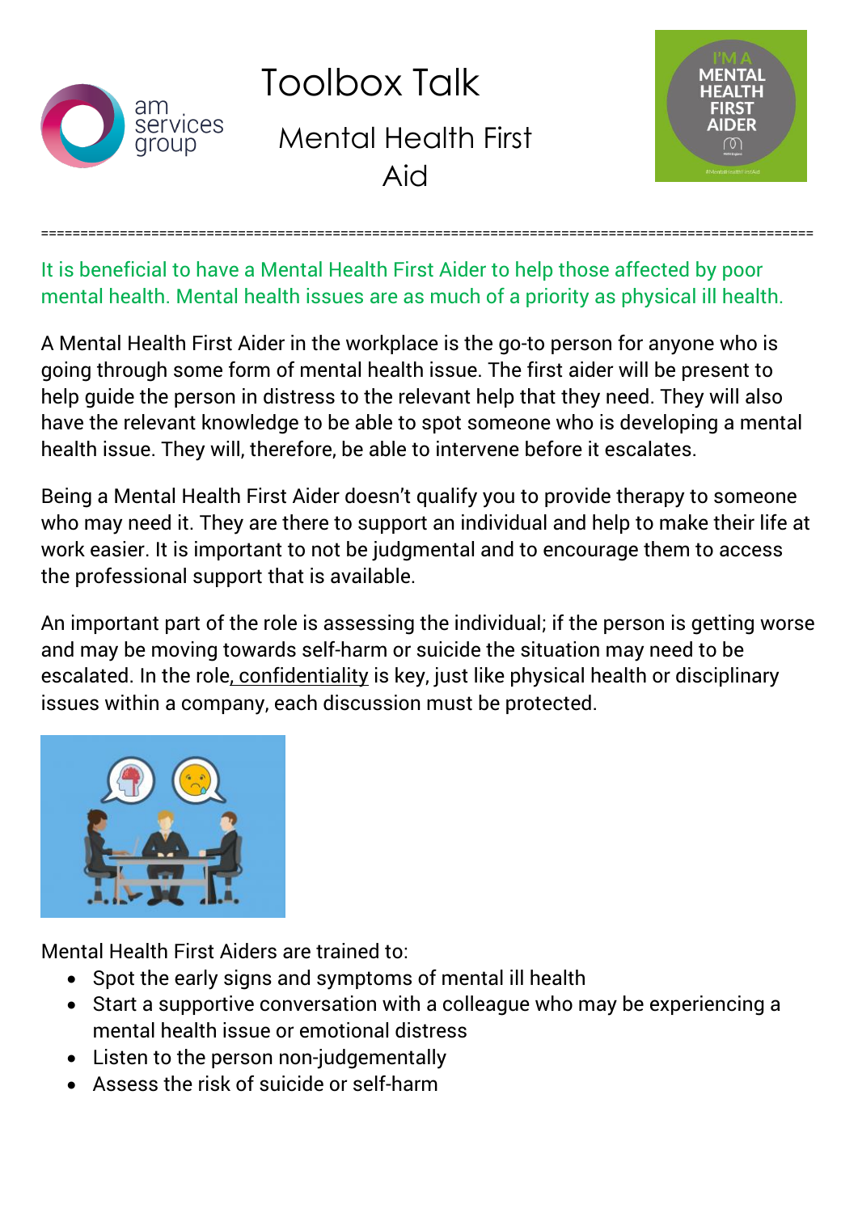# Toolbox Talk

## Mental Health First Aid

It is beneficial to have a Mental Health First Aider to help those affected by poor mental health. Mental health issues are as much of a priority as physical ill health.

A Mental Health First Aider in the workplace is the go-to person for anyone who is going through some form of mental health issue. The first aider will be present to help guide the person in distress to the relevant help that they need. They will also have the relevant knowledge to be able to spot someone who is developing a mental health issue. They will, therefore, be able to intervene before it escalates.

Being a Mental Health First Aider doesn't qualify you to provide therapy to someone who may need it. They are there to support an individual and help to make their life at work easier. It is important to not be judgmental and to encourage them to access the professional support that is available.

An important part of the role is assessing the individual; if the person is getting worse and may be moving towards self-harm or suicide the situation may need to be escalated. In the role, confidentiality is key, just like physical health or disciplinary issues within a company, each discussion must be protected.

Mental Health First Aiders are trained to:

- Spot the early signs and symptoms of mental ill health
- Start a supportive conversation with a colleague who may be experiencing a mental health issue or emotional distress
- Listen to the person non-judgementally
- Assess the risk of suicide or self-harm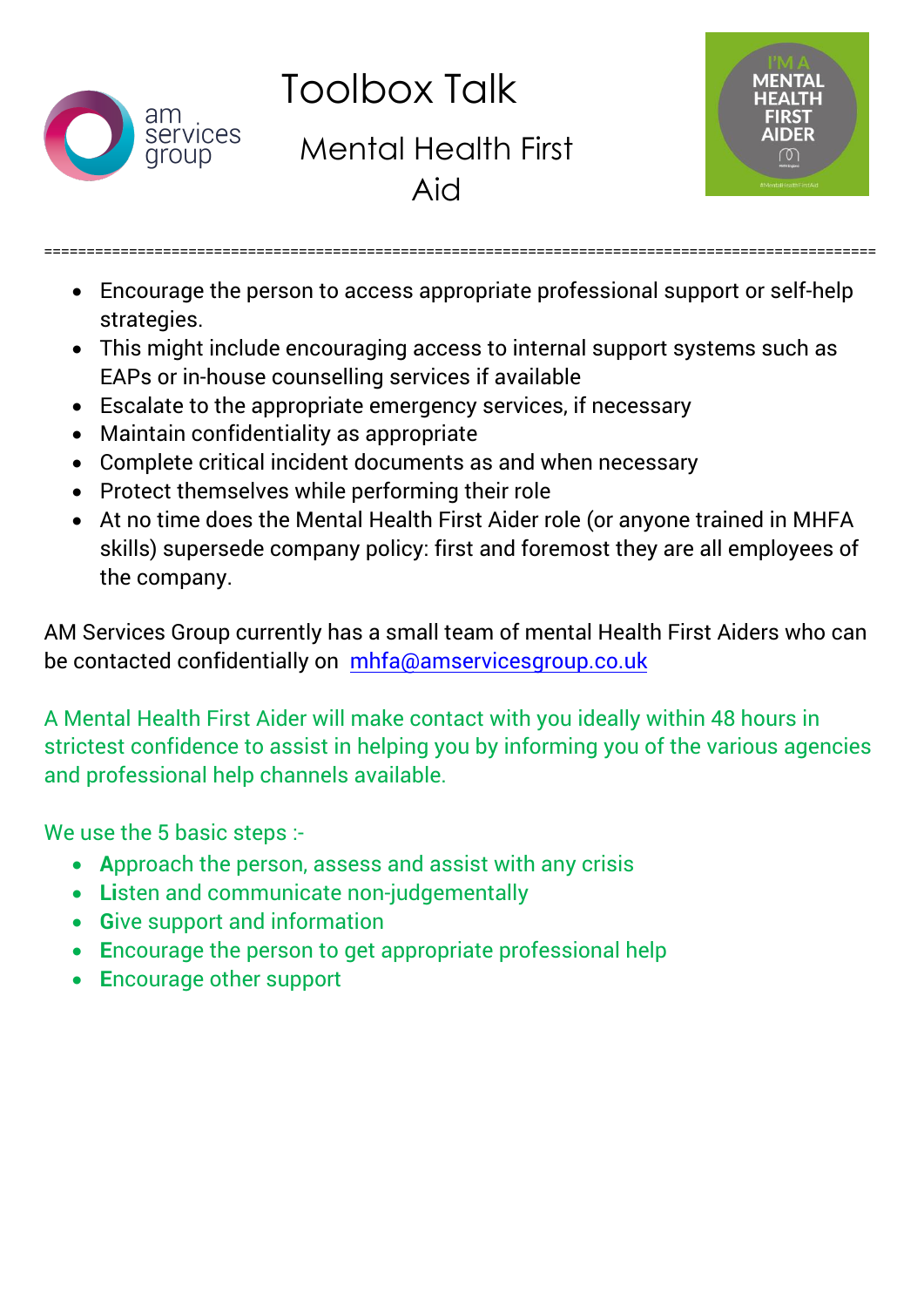# Toolbox Talk

## Mental Health First Aid

- Encourage the person to access appropriate professional support or self-help strategies.
- This might include encouraging access to internal support systems such as EAPs or in-house counselling services if available
- Escalate to the appropriate emergency services, if necessary
- Maintain confidentiality as appropriate
- Complete critical incident documents as and when necessary
- Protect themselves while performing their role
- At no time does the Mental Health First Aider role (or anyone trained in MHFA skills) supersede company policy: first and foremost they are all employees of the company.

AM Services Group currently has a small team of mental Health First Aiders who can be contacted confidentially on mhfa@amservicesgroup.co.uk

A Mental Health First Aider will make contact with you ideally within 48 hours in strictest confidence to assist in helping you by informing you of the various agencies and professional help channels available.

We use the 5 basic steps :-

- **A**pproach the person, assess and assist with any crisis
- **Li**sten and communicate non-judgementally
- **G**ive support and information
- **E**ncourage the person to get appropriate professional help
- **E**ncourage other support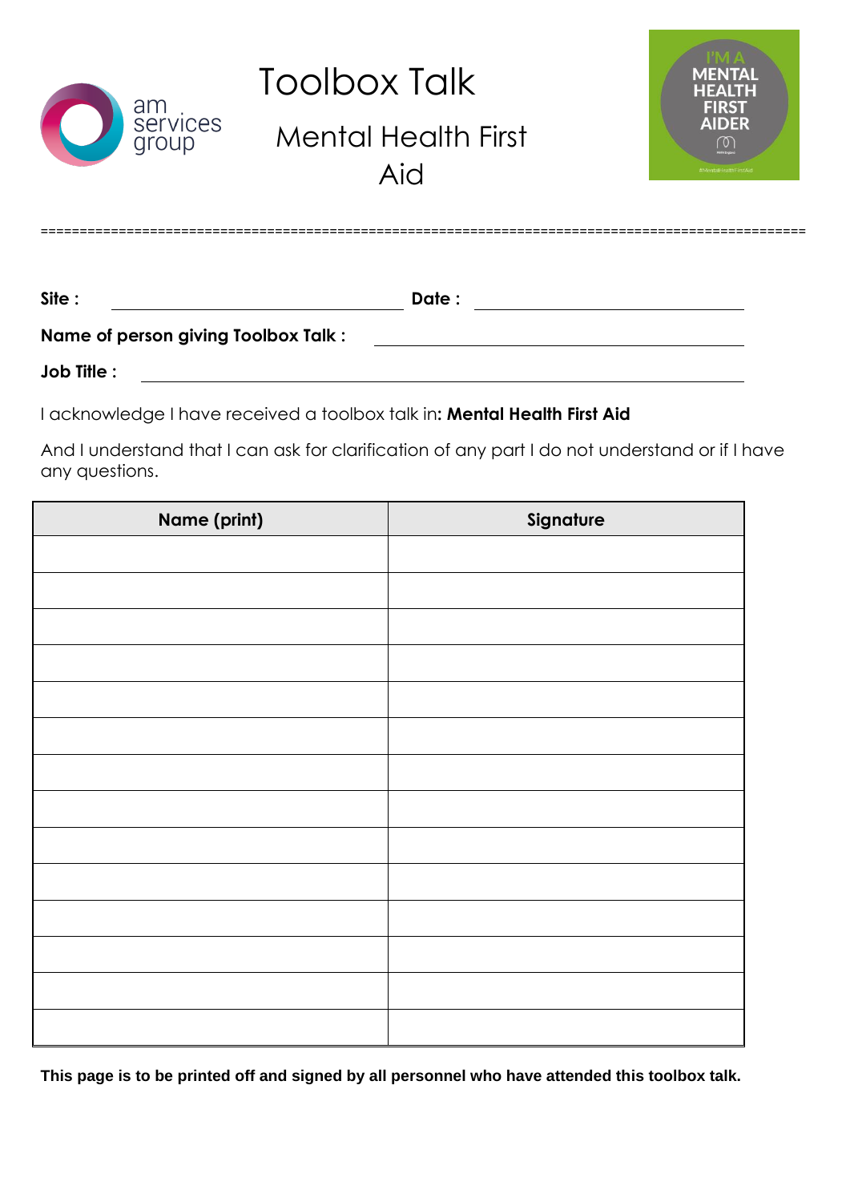am services group

# Toolbox Talk

## Mental Health First Aid

I'M A MENTAL HEALTH FIRST AIDER

===============================================================================================

**Site :** \_\_\_\_\_\_\_\_\_\_\_\_\_\_\_\_\_\_\_\_\_\_\_\_\_\_\_\_ **Date :** \_\_\_\_\_\_\_\_\_\_\_\_\_\_\_\_\_\_\_\_\_\_\_\_\_\_\_\_

**Name of person giving Toolbox Talk :** \_\_\_\_\_\_\_\_\_\_\_\_\_\_\_\_\_\_\_\_\_\_\_\_\_\_\_\_

**Job Title :** \_\_\_\_\_\_\_\_\_\_\_\_\_\_\_\_\_\_\_\_\_\_\_\_\_\_\_\_

I acknowledge I have received a toolbox talk in**: Mental Health First Aid**

And I understand that I can ask for clarification of any part I do not understand or if I have any questions.

| Name (print) | Signature |
|---|---|
| | |
| | |
| | |
| | |
| | |
| | |
| | |
| | |
| | |
| | |
| | |
| | |
| | |
| | |

**This page is to be printed off and signed by all personnel who have attended this toolbox talk.**